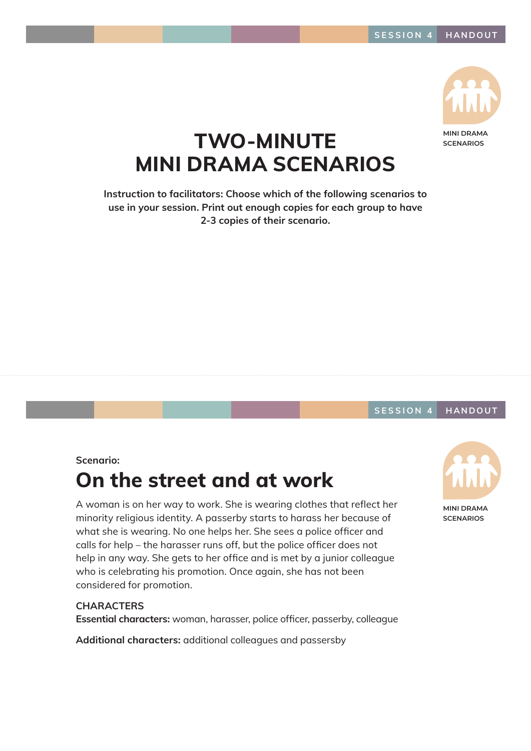# TWO-MINUTE MINI DRAMA SCENARIOS

**Instruction to facilitators: Choose which of the following scenarios to use in your session. Print out enough copies for each group to have 2-3 copies of their scenario.**

Scenario:

## On the street and at work

A woman is on her way to work. She is wearing clothes that reflect her minority religious identity. A passerby starts to harass her because of what she is wearing. No one helps her. She sees a police officer and calls for help – the harasser runs off, but the police officer does not help in any way. She gets to her office and is met by a junior colleague who is celebrating his promotion. Once again, she has not been considered for promotion.

CHARACTERS

**Essential characters:** woman, harasser, police officer, passerby, colleague

**Additional characters:** additional colleagues and passersby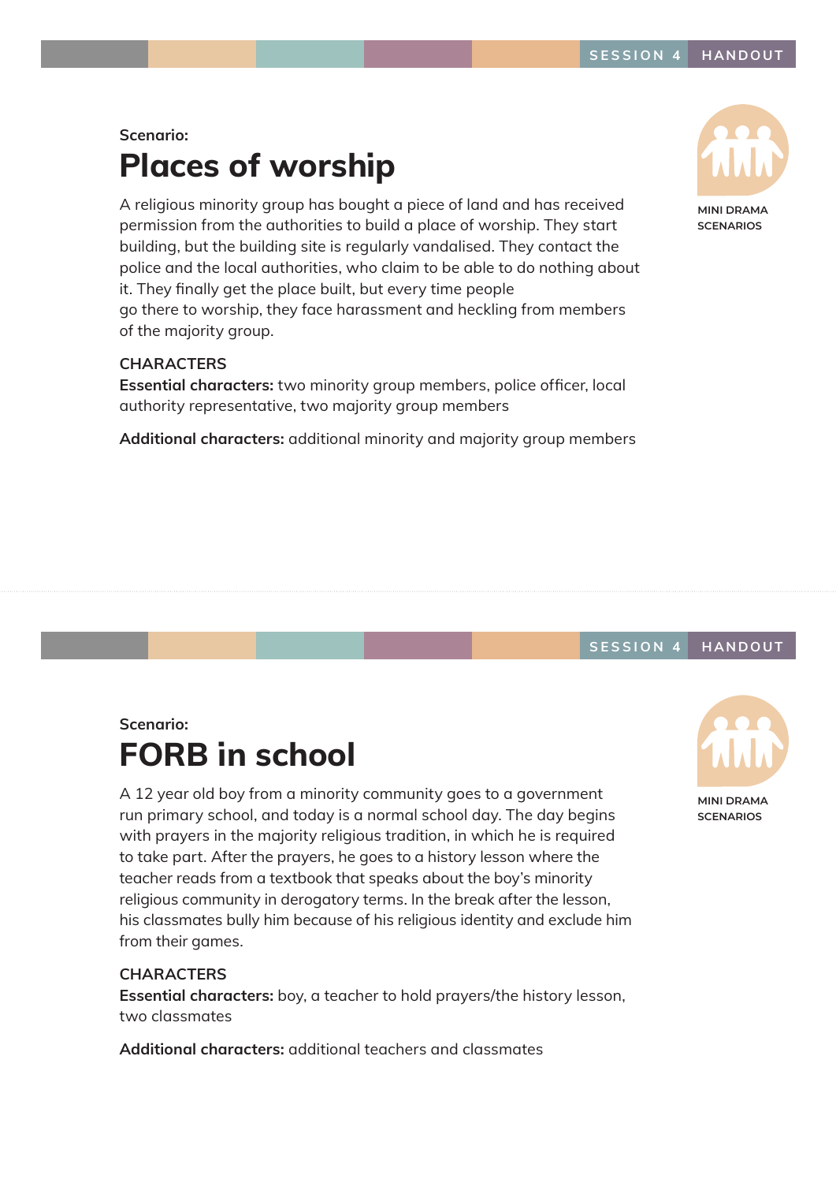Scenario:

# Places of worship

A religious minority group has bought a piece of land and has received permission from the authorities to build a place of worship. They start building, but the building site is regularly vandalised. They contact the police and the local authorities, who claim to be able to do nothing about it. They finally get the place built, but every time people go there to worship, they face harassment and heckling from members of the majority group.

MINI DRAMA SCENARIOS

CHARACTERS

**Essential characters:** two minority group members, police officer, local authority representative, two majority group members

**Additional characters:** additional minority and majority group members

Scenario:

# FORB in school

A 12 year old boy from a minority community goes to a government run primary school, and today is a normal school day. The day begins with prayers in the majority religious tradition, in which he is required to take part. After the prayers, he goes to a history lesson where the teacher reads from a textbook that speaks about the boy's minority religious community in derogatory terms. In the break after the lesson, his classmates bully him because of his religious identity and exclude him from their games.

MINI DRAMA SCENARIOS

CHARACTERS

**Essential characters:** boy, a teacher to hold prayers/the history lesson, two classmates

**Additional characters:** additional teachers and classmates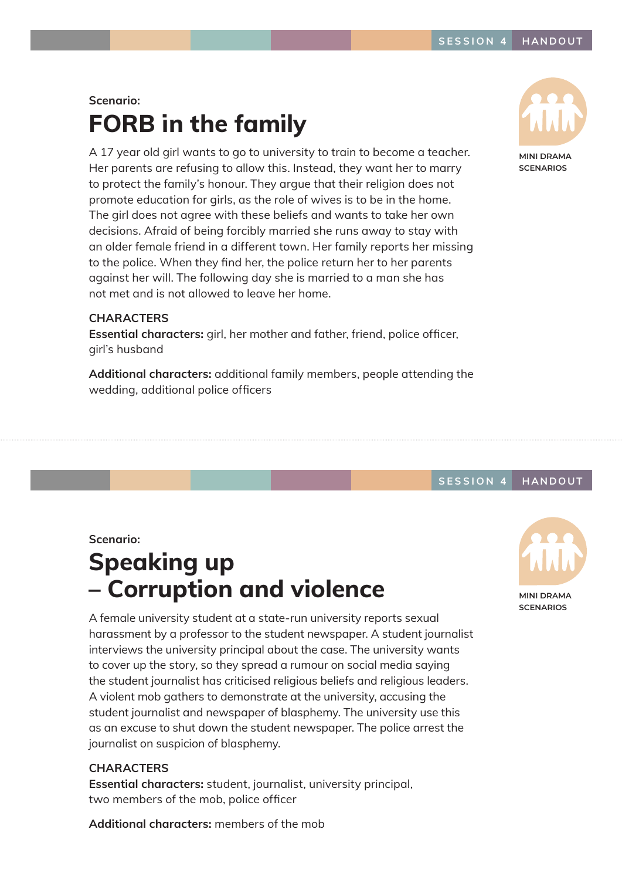Scenario:

# FORB in the family

A 17 year old girl wants to go to university to train to become a teacher. Her parents are refusing to allow this. Instead, they want her to marry to protect the family's honour. They argue that their religion does not promote education for girls, as the role of wives is to be in the home. The girl does not agree with these beliefs and wants to take her own decisions. Afraid of being forcibly married she runs away to stay with an older female friend in a different town. Her family reports her missing to the police. When they find her, the police return her to her parents against her will. The following day she is married to a man she has not met and is not allowed to leave her home.

CHARACTERS

**Essential characters:** girl, her mother and father, friend, police officer, girl's husband

**Additional characters:** additional family members, people attending the wedding, additional police officers

MINI DRAMA SCENARIOS

Scenario:

# Speaking up – Corruption and violence

A female university student at a state-run university reports sexual harassment by a professor to the student newspaper. A student journalist interviews the university principal about the case. The university wants to cover up the story, so they spread a rumour on social media saying the student journalist has criticised religious beliefs and religious leaders. A violent mob gathers to demonstrate at the university, accusing the student journalist and newspaper of blasphemy. The university use this as an excuse to shut down the student newspaper. The police arrest the journalist on suspicion of blasphemy.

CHARACTERS

**Essential characters:** student, journalist, university principal, two members of the mob, police officer

**Additional characters:** members of the mob

MINI DRAMA SCENARIOS